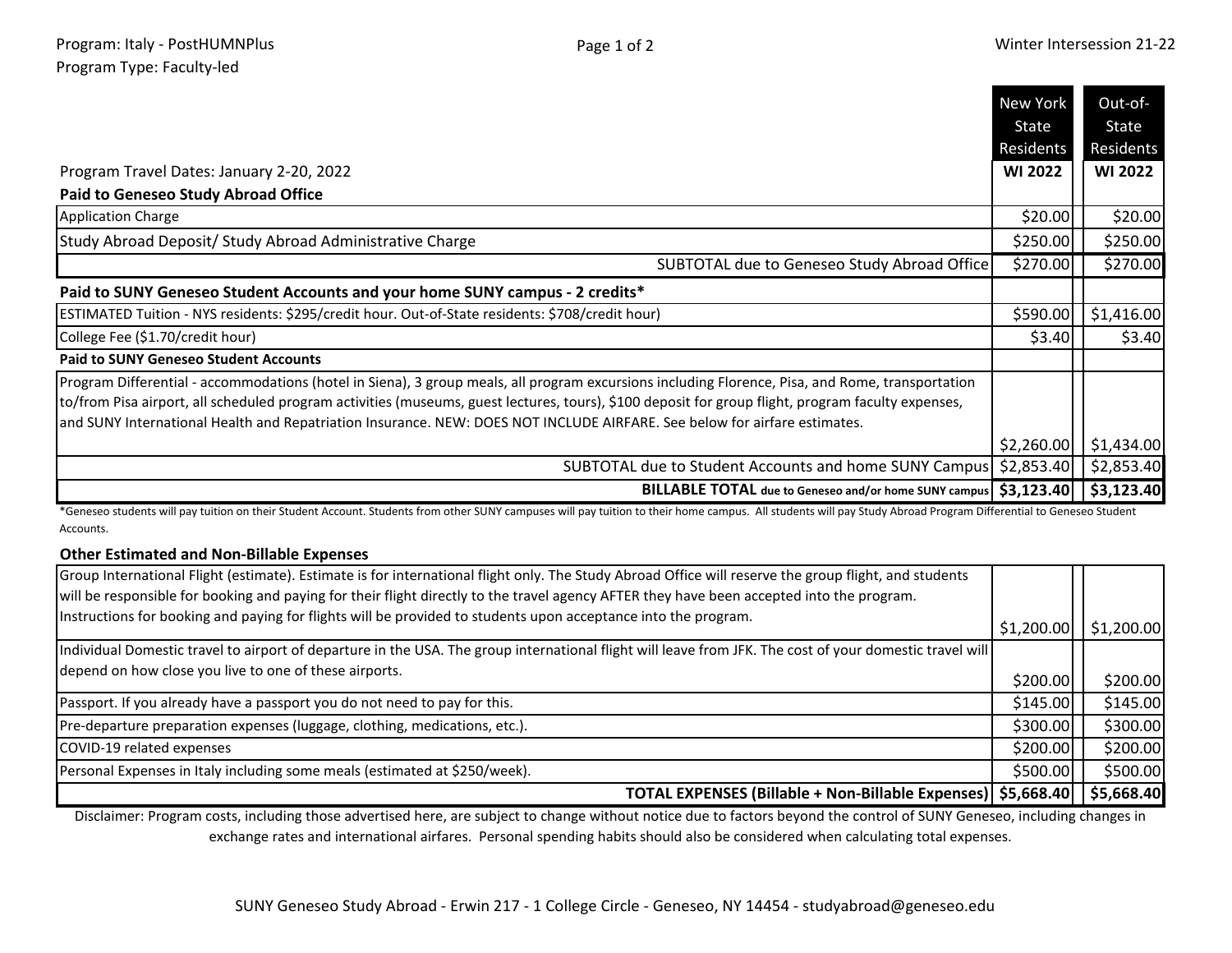Program: Italy - PostHUMNPlus
Program Type: Faculty-led

Winter Intersession 21-22

| | New York State Residents WI 2022 | Out-of-State Residents WI 2022 |
|---|---|---|
| Program Travel Dates: January 2-20, 2022 | | |
| **Paid to Geneseo Study Abroad Office** | | |
| Application Charge | $20.00 | $20.00 |
| Study Abroad Deposit/ Study Abroad Administrative Charge | $250.00 | $250.00 |
| SUBTOTAL due to Geneseo Study Abroad Office | $270.00 | $270.00 |
| **Paid to SUNY Geneseo Student Accounts and your home SUNY campus - 2 credits*** | | |
| ESTIMATED Tuition - NYS residents: $295/credit hour. Out-of-State residents: $708/credit hour) | $590.00 | $1,416.00 |
| College Fee ($1.70/credit hour) | $3.40 | $3.40 |
| **Paid to SUNY Geneseo Student Accounts** | | |
| Program Differential - accommodations (hotel in Siena), 3 group meals, all program excursions including Florence, Pisa, and Rome, transportation to/from Pisa airport, all scheduled program activities (museums, guest lectures, tours), $100 deposit for group flight, program faculty expenses, and SUNY International Health and Repatriation Insurance. NEW: DOES NOT INCLUDE AIRFARE. See below for airfare estimates. | $2,260.00 | $1,434.00 |
| SUBTOTAL due to Student Accounts and home SUNY Campus | $2,853.40 | $2,853.40 |
| **BILLABLE TOTAL due to Geneseo and/or home SUNY campus** | **$3,123.40** | **$3,123.40** |

*Geneseo students will pay tuition on their Student Account. Students from other SUNY campuses will pay tuition to their home campus. All students will pay Study Abroad Program Differential to Geneseo Student Accounts.

**Other Estimated and Non-Billable Expenses**

| | | |
|---|---|---|
| Group International Flight (estimate). Estimate is for international flight only. The Study Abroad Office will reserve the group flight, and students will be responsible for booking and paying for their flight directly to the travel agency AFTER they have been accepted into the program. Instructions for booking and paying for flights will be provided to students upon acceptance into the program. | $1,200.00 | $1,200.00 |
| Individual Domestic travel to airport of departure in the USA. The group international flight will leave from JFK. The cost of your domestic travel will depend on how close you live to one of these airports. | $200.00 | $200.00 |
| Passport. If you already have a passport you do not need to pay for this. | $145.00 | $145.00 |
| Pre-departure preparation expenses (luggage, clothing, medications, etc.). | $300.00 | $300.00 |
| COVID-19 related expenses | $200.00 | $200.00 |
| Personal Expenses in Italy including some meals (estimated at $250/week). | $500.00 | $500.00 |
| **TOTAL EXPENSES (Billable + Non-Billable Expenses)** | **$5,668.40** | **$5,668.40** |

Disclaimer: Program costs, including those advertised here, are subject to change without notice due to factors beyond the control of SUNY Geneseo, including changes in exchange rates and international airfares. Personal spending habits should also be considered when calculating total expenses.

SUNY Geneseo Study Abroad - Erwin 217 - 1 College Circle - Geneseo, NY 14454 - studyabroad@geneseo.edu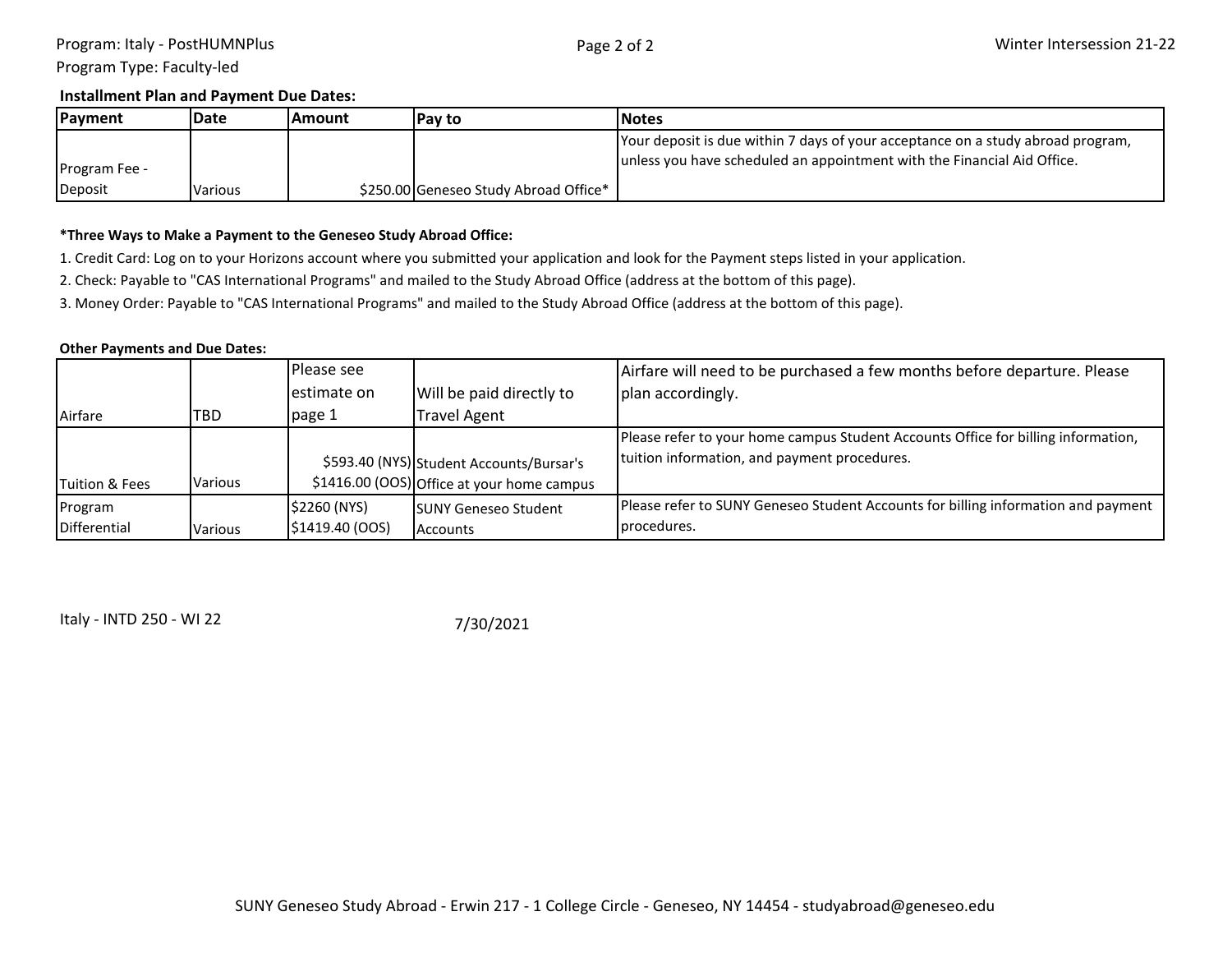Program: Italy - PostHUMNPlus
Program Type: Faculty-led

Winter Intersession 21-22

**Installment Plan and Payment Due Dates:**

| Payment | Date | Amount | Pay to | Notes |
|---|---|---|---|---|
| Program Fee - Deposit | Various | $250.00 | Geneseo Study Abroad Office* | Your deposit is due within 7 days of your acceptance on a study abroad program, unless you have scheduled an appointment with the Financial Aid Office. |

**\*Three Ways to Make a Payment to the Geneseo Study Abroad Office:**

1. Credit Card: Log on to your Horizons account where you submitted your application and look for the Payment steps listed in your application.
2. Check: Payable to "CAS International Programs" and mailed to the Study Abroad Office (address at the bottom of this page).
3. Money Order: Payable to "CAS International Programs" and mailed to the Study Abroad Office (address at the bottom of this page).

**Other Payments and Due Dates:**

| | | | | |
|---|---|---|---|---|
| Airfare | TBD | Please see estimate on page 1 | Will be paid directly to Travel Agent | Airfare will need to be purchased a few months before departure. Please plan accordingly. |
| Tuition & Fees | Various | $593.40 (NYS) $1416.00 (OOS) | Student Accounts/Bursar's Office at your home campus | Please refer to your home campus Student Accounts Office for billing information, tuition information, and payment procedures. |
| Program Differential | Various | $2260 (NYS) $1419.40 (OOS) | SUNY Geneseo Student Accounts | Please refer to SUNY Geneseo Student Accounts for billing information and payment procedures. |

Italy - INTD 250 - WI 22

7/30/2021

SUNY Geneseo Study Abroad - Erwin 217 - 1 College Circle - Geneseo, NY 14454 - studyabroad@geneseo.edu